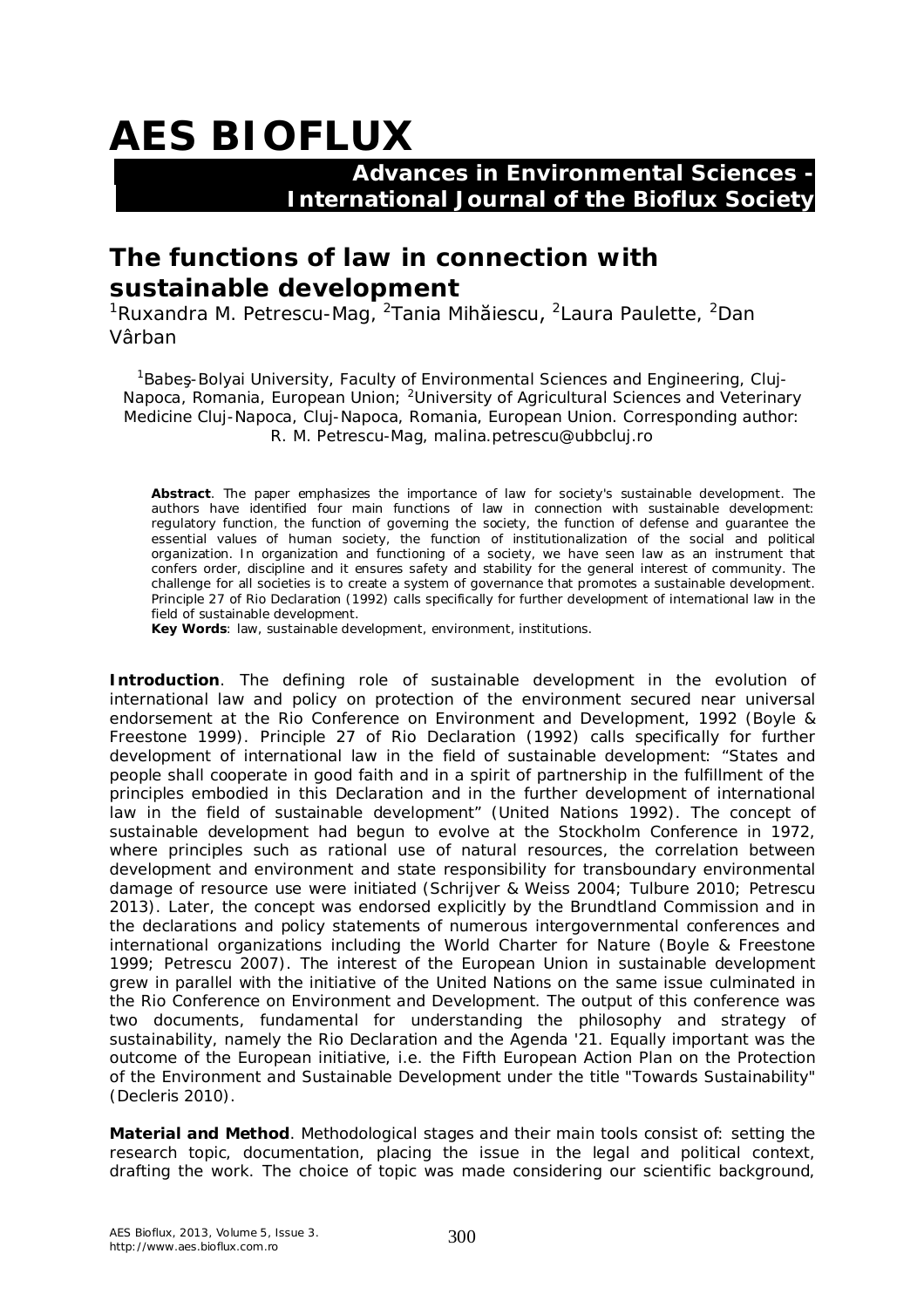# AES BIOFLUX

**Advances in Environmental Sciences - International Journal of the Bioflux Society**

## The functions of law in connection with sustainable development

[1]Ruxandra M. Petrescu-Mag, [2]Tania Mihăiescu, [2]Laura Paulette, [2]Dan Vârban

[1]Babeş-Bolyai University, Faculty of Environmental Sciences and Engineering, Cluj-Napoca, Romania, European Union; [2]University of Agricultural Sciences and Veterinary Medicine Cluj-Napoca, Cluj-Napoca, Romania, European Union. Corresponding author: R. M. Petrescu-Mag, malina.petrescu@ubbcluj.ro

**Abstract**. The paper emphasizes the importance of law for society's sustainable development. The authors have identified four main functions of law in connection with sustainable development: regulatory function, the function of governing the society, the function of defense and guarantee the essential values of human society, the function of institutionalization of the social and political organization. In organization and functioning of a society, we have seen law as an instrument that confers order, discipline and it ensures safety and stability for the general interest of community. The challenge for all societies is to create a system of governance that promotes a sustainable development. Principle 27 of Rio Declaration (1992) calls specifically for further development of international law in the field of sustainable development.

**Key Words**: law, sustainable development, environment, institutions.

**Introduction**. The defining role of sustainable development in the evolution of international law and policy on protection of the environment secured near universal endorsement at the Rio Conference on Environment and Development, 1992 (Boyle & Freestone 1999). Principle 27 of Rio Declaration (1992) calls specifically for further development of international law in the field of sustainable development: "States and people shall cooperate in good faith and in a spirit of partnership in the fulfillment of the principles embodied in this Declaration and in the further development of international law in the field of sustainable development" (United Nations 1992). The concept of sustainable development had begun to evolve at the Stockholm Conference in 1972, where principles such as rational use of natural resources, the correlation between development and environment and state responsibility for transboundary environmental damage of resource use were initiated (Schrijver & Weiss 2004; Tulbure 2010; Petrescu 2013). Later, the concept was endorsed explicitly by the Brundtland Commission and in the declarations and policy statements of numerous intergovernmental conferences and international organizations including the World Charter for Nature (Boyle & Freestone 1999; Petrescu 2007). The interest of the European Union in sustainable development grew in parallel with the initiative of the United Nations on the same issue culminated in the Rio Conference on Environment and Development. The output of this conference was two documents, fundamental for understanding the philosophy and strategy of sustainability, namely the Rio Declaration and the Agenda '21. Equally important was the outcome of the European initiative, i.e. the Fifth European Action Plan on the Protection of the Environment and Sustainable Development under the title "Towards Sustainability" (Decleris 2010).

**Material and Method**. Methodological stages and their main tools consist of: setting the research topic, documentation, placing the issue in the legal and political context, drafting the work. The choice of topic was made considering our scientific background,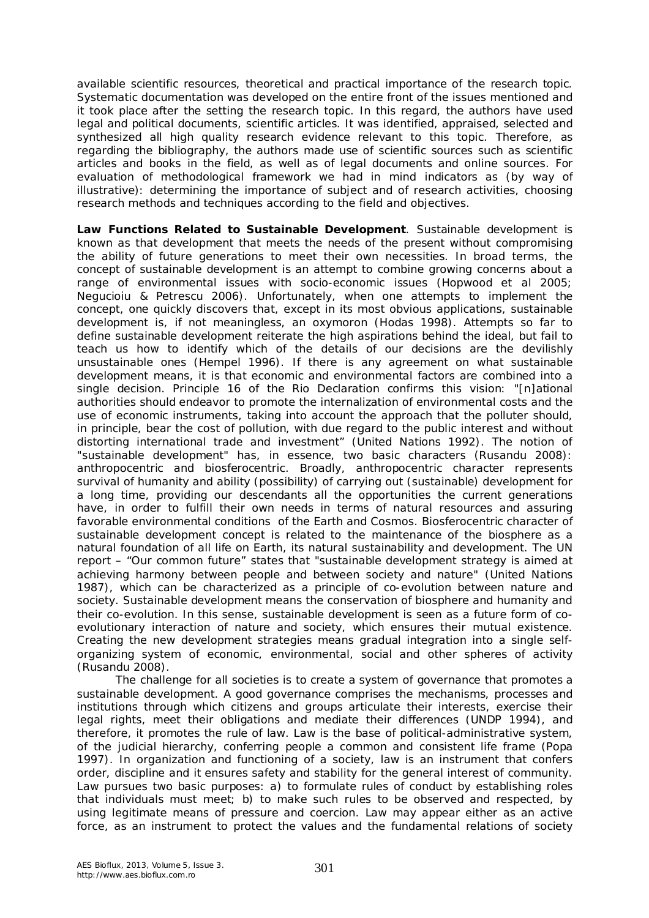available scientific resources, theoretical and practical importance of the research topic. Systematic documentation was developed on the entire front of the issues mentioned and it took place after the setting the research topic. In this regard, the authors have used legal and political documents, scientific articles. It was identified, appraised, selected and synthesized all high quality research evidence relevant to this topic. Therefore, as regarding the bibliography, the authors made use of scientific sources such as scientific articles and books in the field, as well as of legal documents and online sources. For evaluation of methodological framework we had in mind indicators as (by way of illustrative): determining the importance of subject and of research activities, choosing research methods and techniques according to the field and objectives.

**Law Functions Related to Sustainable Development**. Sustainable development is known as that development that meets the needs of the present without compromising the ability of future generations to meet their own necessities. In broad terms, the concept of sustainable development is an attempt to combine growing concerns about a range of environmental issues with socio-economic issues (Hopwood et al 2005; Negucioiu & Petrescu 2006). Unfortunately, when one attempts to implement the concept, one quickly discovers that, except in its most obvious applications, sustainable development is, if not meaningless, an oxymoron (Hodas 1998). Attempts so far to define sustainable development reiterate the high aspirations behind the ideal, but fail to teach us how to identify which of the details of our decisions are the devilishly unsustainable ones (Hempel 1996). If there is any agreement on what sustainable development means, it is that economic and environmental factors are combined into a single decision. Principle 16 of the Rio Declaration confirms this vision: "[n]ational authorities should endeavor to promote the internalization of environmental costs and the use of economic instruments, taking into account the approach that the polluter should, in principle, bear the cost of pollution, with due regard to the public interest and without distorting international trade and investment" (United Nations 1992). The notion of "sustainable development" has, in essence, two basic characters (Rusandu 2008): anthropocentric and biosferocentric. Broadly, anthropocentric character represents survival of humanity and ability (possibility) of carrying out (sustainable) development for a long time, providing our descendants all the opportunities the current generations have, in order to fulfill their own needs in terms of natural resources and assuring favorable environmental conditions of the Earth and Cosmos. Biosferocentric character of sustainable development concept is related to the maintenance of the biosphere as a natural foundation of all life on Earth, its natural sustainability and development. The UN report – "Our common future" states that "sustainable development strategy is aimed at achieving harmony between people and between society and nature" (United Nations 1987), which can be characterized as a principle of co-evolution between nature and society. Sustainable development means the conservation of biosphere and humanity and their co-evolution. In this sense, sustainable development is seen as a future form of co-evolutionary interaction of nature and society, which ensures their mutual existence. Creating the new development strategies means gradual integration into a single self-organizing system of economic, environmental, social and other spheres of activity (Rusandu 2008).

The challenge for all societies is to create a system of governance that promotes a sustainable development. A good governance comprises the mechanisms, processes and institutions through which citizens and groups articulate their interests, exercise their legal rights, meet their obligations and mediate their differences (UNDP 1994), and therefore, it promotes the rule of law. Law is the base of political-administrative system, of the judicial hierarchy, conferring people a common and consistent life frame (Popa 1997). In organization and functioning of a society, law is an instrument that confers order, discipline and it ensures safety and stability for the general interest of community. Law pursues two basic purposes: a) to formulate rules of conduct by establishing roles that individuals must meet; b) to make such rules to be observed and respected, by using legitimate means of pressure and coercion. Law may appear either as an active force, as an instrument to protect the values and the fundamental relations of society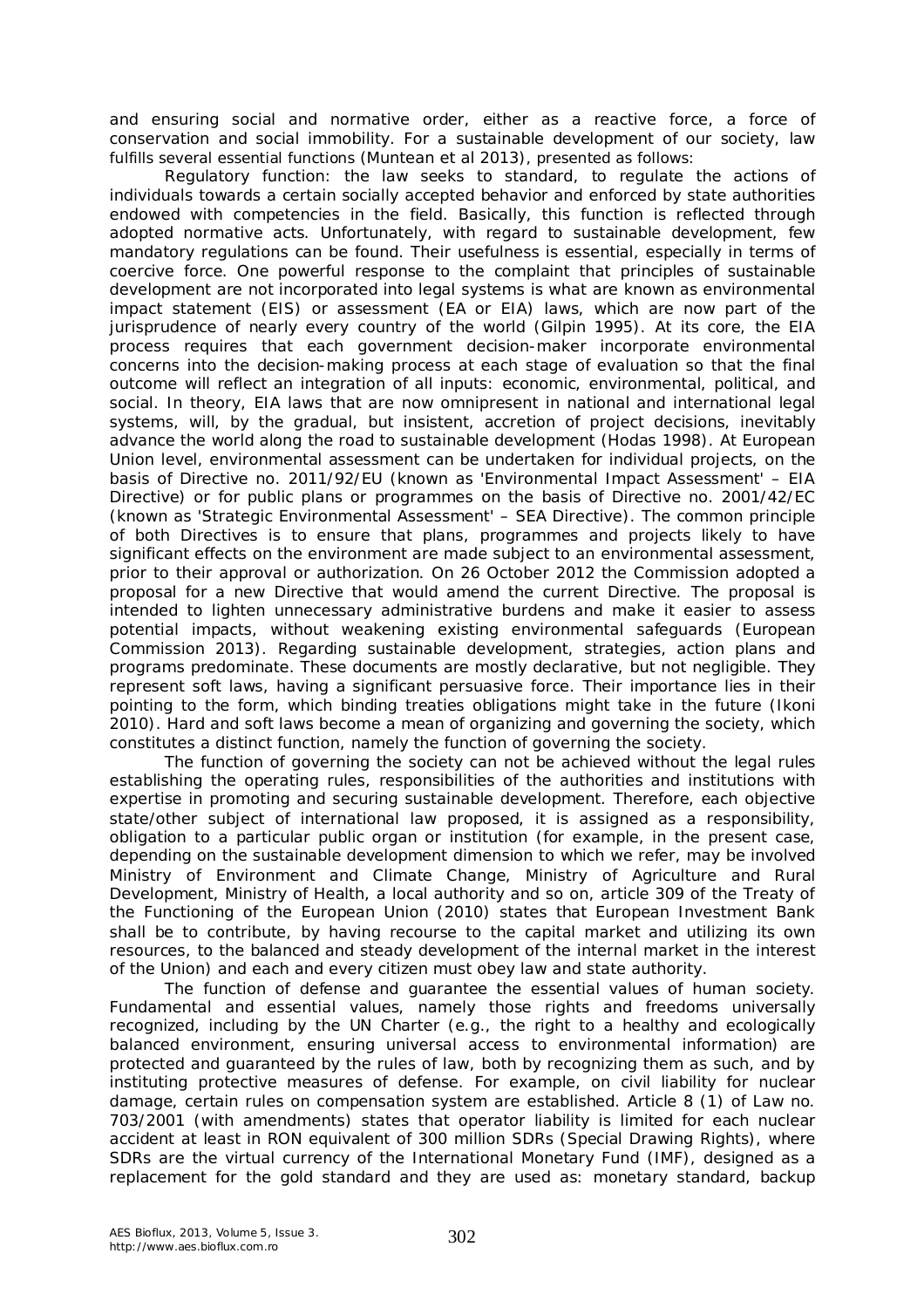and ensuring social and normative order, either as a reactive force, a force of conservation and social immobility. For a sustainable development of our society, law fulfills several essential functions (Muntean et al 2013), presented as follows:

Regulatory function: the law seeks to standard, to regulate the actions of individuals towards a certain socially accepted behavior and enforced by state authorities endowed with competencies in the field. Basically, this function is reflected through adopted normative acts. Unfortunately, with regard to sustainable development, few mandatory regulations can be found. Their usefulness is essential, especially in terms of coercive force. One powerful response to the complaint that principles of sustainable development are not incorporated into legal systems is what are known as environmental impact statement (EIS) or assessment (EA or EIA) laws, which are now part of the jurisprudence of nearly every country of the world (Gilpin 1995). At its core, the EIA process requires that each government decision-maker incorporate environmental concerns into the decision-making process at each stage of evaluation so that the final outcome will reflect an integration of all inputs: economic, environmental, political, and social. In theory, EIA laws that are now omnipresent in national and international legal systems, will, by the gradual, but insistent, accretion of project decisions, inevitably advance the world along the road to sustainable development (Hodas 1998). At European Union level, environmental assessment can be undertaken for individual projects, on the basis of Directive no. 2011/92/EU (known as 'Environmental Impact Assessment' – EIA Directive) or for public plans or programmes on the basis of Directive no. 2001/42/EC (known as 'Strategic Environmental Assessment' – SEA Directive). The common principle of both Directives is to ensure that plans, programmes and projects likely to have significant effects on the environment are made subject to an environmental assessment, prior to their approval or authorization. On 26 October 2012 the Commission adopted a proposal for a new Directive that would amend the current Directive. The proposal is intended to lighten unnecessary administrative burdens and make it easier to assess potential impacts, without weakening existing environmental safeguards (European Commission 2013). Regarding sustainable development, strategies, action plans and programs predominate. These documents are mostly declarative, but not negligible. They represent soft laws, having a significant persuasive force. Their importance lies in their pointing to the form, which binding treaties obligations might take in the future (Ikoni 2010). Hard and soft laws become a mean of organizing and governing the society, which constitutes a distinct function, namely the function of governing the society.

The function of governing the society can not be achieved without the legal rules establishing the operating rules, responsibilities of the authorities and institutions with expertise in promoting and securing sustainable development. Therefore, each objective state/other subject of international law proposed, it is assigned as a responsibility, obligation to a particular public organ or institution (for example, in the present case, depending on the sustainable development dimension to which we refer, may be involved Ministry of Environment and Climate Change, Ministry of Agriculture and Rural Development, Ministry of Health, a local authority and so on, article 309 of the Treaty of the Functioning of the European Union (2010) states that European Investment Bank shall be to contribute, by having recourse to the capital market and utilizing its own resources, to the balanced and steady development of the internal market in the interest of the Union) and each and every citizen must obey law and state authority.

The function of defense and guarantee the essential values of human society. Fundamental and essential values, namely those rights and freedoms universally recognized, including by the UN Charter (e.g., the right to a healthy and ecologically balanced environment, ensuring universal access to environmental information) are protected and guaranteed by the rules of law, both by recognizing them as such, and by instituting protective measures of defense. For example, on civil liability for nuclear damage, certain rules on compensation system are established. Article 8 (1) of Law no. 703/2001 (with amendments) states that operator liability is limited for each nuclear accident at least in RON equivalent of 300 million SDRs (Special Drawing Rights), where SDRs are the virtual currency of the International Monetary Fund (IMF), designed as a replacement for the gold standard and they are used as: monetary standard, backup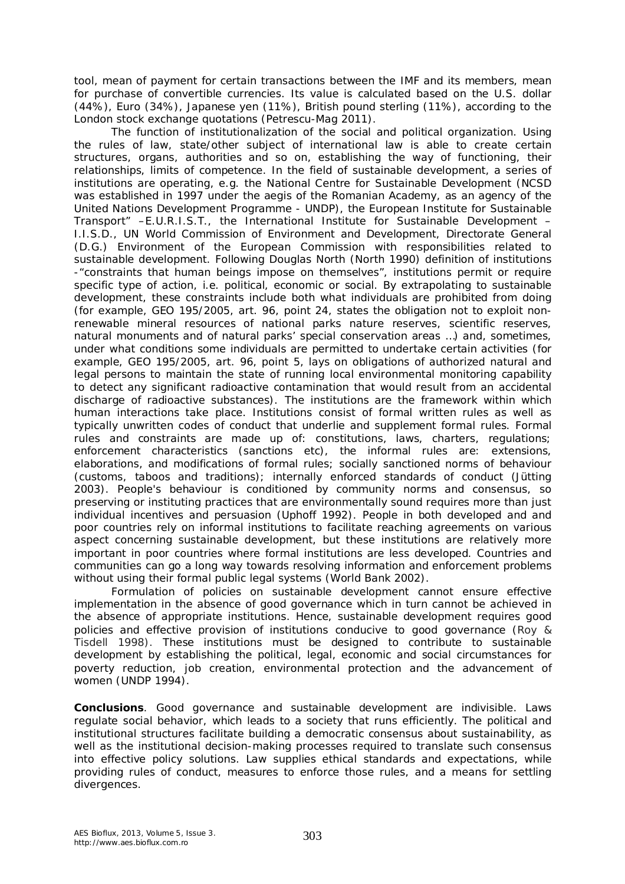tool, mean of payment for certain transactions between the IMF and its members, mean for purchase of convertible currencies. Its value is calculated based on the U.S. dollar (44%), Euro (34%), Japanese yen (11%), British pound sterling (11%), according to the London stock exchange quotations (Petrescu-Mag 2011).

The function of institutionalization of the social and political organization. Using the rules of law, state/other subject of international law is able to create certain structures, organs, authorities and so on, establishing the way of functioning, their relationships, limits of competence. In the field of sustainable development, a series of institutions are operating, e.g. the National Centre for Sustainable Development (NCSD was established in 1997 under the aegis of the Romanian Academy, as an agency of the United Nations Development Programme - UNDP), the European Institute for Sustainable Transport" –E.U.R.I.S.T., the International Institute for Sustainable Development – I.I.S.D., UN World Commission of Environment and Development, Directorate General (D.G.) Environment of the European Commission with responsibilities related to sustainable development. Following Douglas North (North 1990) definition of institutions -"constraints that human beings impose on themselves", institutions permit or require specific type of action, i.e. political, economic or social. By extrapolating to sustainable development, these constraints include both what individuals are prohibited from doing (for example, GEO 195/2005, art. 96, point 24, states the obligation not to exploit non-renewable mineral resources of national parks nature reserves, scientific reserves, natural monuments and of natural parks' special conservation areas ...) and, sometimes, under what conditions some individuals are permitted to undertake certain activities (for example, GEO 195/2005, art. 96, point 5, lays on obligations of authorized natural and legal persons to maintain the state of running local environmental monitoring capability to detect any significant radioactive contamination that would result from an accidental discharge of radioactive substances). The institutions are the framework within which human interactions take place. Institutions consist of formal written rules as well as typically unwritten codes of conduct that underlie and supplement formal rules. Formal rules and constraints are made up of: constitutions, laws, charters, regulations; enforcement characteristics (sanctions etc), the informal rules are: extensions, elaborations, and modifications of formal rules; socially sanctioned norms of behaviour (customs, taboos and traditions); internally enforced standards of conduct (Jütting 2003). People's behaviour is conditioned by community norms and consensus, so preserving or instituting practices that are environmentally sound requires more than just individual incentives and persuasion (Uphoff 1992). People in both developed and and poor countries rely on informal institutions to facilitate reaching agreements on various aspect concerning sustainable development, but these institutions are relatively more important in poor countries where formal institutions are less developed. Countries and communities can go a long way towards resolving information and enforcement problems without using their formal public legal systems (World Bank 2002).

Formulation of policies on sustainable development cannot ensure effective implementation in the absence of good governance which in turn cannot be achieved in the absence of appropriate institutions. Hence, sustainable development requires good policies and effective provision of institutions conducive to good governance (Roy & Tisdell 1998). These institutions must be designed to contribute to sustainable development by establishing the political, legal, economic and social circumstances for poverty reduction, job creation, environmental protection and the advancement of women (UNDP 1994).

**Conclusions**. Good governance and sustainable development are indivisible. Laws regulate social behavior, which leads to a society that runs efficiently. The political and institutional structures facilitate building a democratic consensus about sustainability, as well as the institutional decision-making processes required to translate such consensus into effective policy solutions. Law supplies ethical standards and expectations, while providing rules of conduct, measures to enforce those rules, and a means for settling divergences.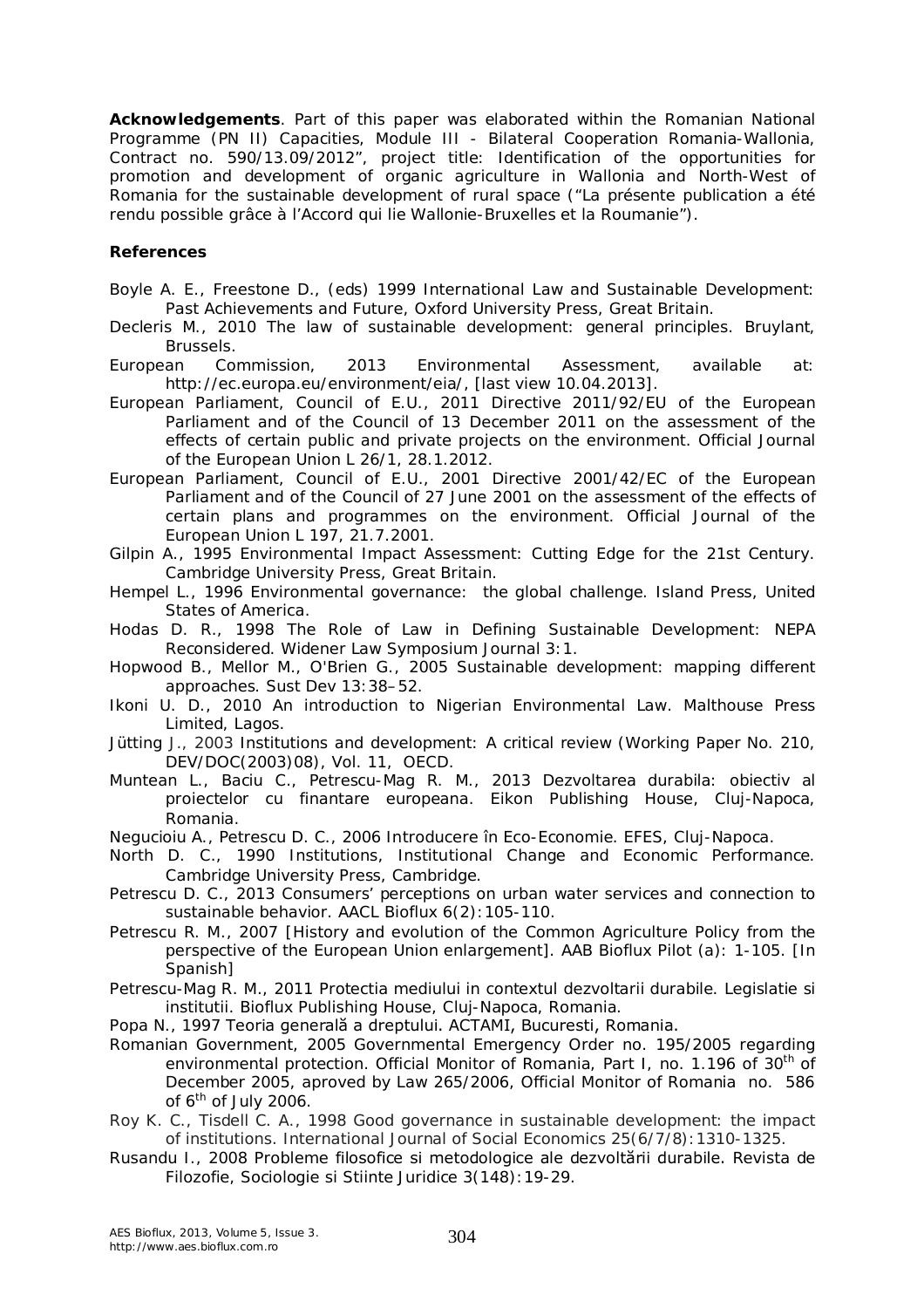**Acknowledgements**. Part of this paper was elaborated within the Romanian National Programme (PN II) Capacities, Module III - Bilateral Cooperation Romania-Wallonia, Contract no. 590/13.09/2012", project title: Identification of the opportunities for promotion and development of organic agriculture in Wallonia and North-West of Romania for the sustainable development of rural space ("La présente publication a été rendu possible grâce à l'Accord qui lie Wallonie-Bruxelles et la Roumanie").

**References**

Boyle A. E., Freestone D., (eds) 1999 International Law and Sustainable Development: Past Achievements and Future, Oxford University Press, Great Britain.

Decleris M., 2010 The law of sustainable development: general principles. Bruylant, Brussels.

European Commission, 2013 Environmental Assessment, available at: http://ec.europa.eu/environment/eia/, [last view 10.04.2013].

European Parliament, Council of E.U., 2011 Directive 2011/92/EU of the European Parliament and of the Council of 13 December 2011 on the assessment of the effects of certain public and private projects on the environment. Official Journal of the European Union L 26/1, 28.1.2012.

European Parliament, Council of E.U., 2001 Directive 2001/42/EC of the European Parliament and of the Council of 27 June 2001 on the assessment of the effects of certain plans and programmes on the environment. Official Journal of the European Union L 197, 21.7.2001.

Gilpin A., 1995 Environmental Impact Assessment: Cutting Edge for the 21st Century. Cambridge University Press, Great Britain.

Hempel L., 1996 Environmental governance: the global challenge. Island Press, United States of America.

Hodas D. R., 1998 The Role of Law in Defining Sustainable Development: NEPA Reconsidered. Widener Law Symposium Journal 3:1.

Hopwood B., Mellor M., O'Brien G., 2005 Sustainable development: mapping different approaches. Sust Dev 13:38–52.

Ikoni U. D., 2010 An introduction to Nigerian Environmental Law. Malthouse Press Limited, Lagos.

Jütting J., 2003 Institutions and development: A critical review (Working Paper No. 210, DEV/DOC(2003)08), Vol. 11, OECD.

Muntean L., Baciu C., Petrescu-Mag R. M., 2013 Dezvoltarea durabila: obiectiv al proiectelor cu finantare europeana. Eikon Publishing House, Cluj-Napoca, Romania.

Negucioiu A., Petrescu D. C., 2006 Introducere în Eco-Economie. EFES, Cluj-Napoca.

North D. C., 1990 Institutions, Institutional Change and Economic Performance. Cambridge University Press, Cambridge.

Petrescu D. C., 2013 Consumers' perceptions on urban water services and connection to sustainable behavior. AACL Bioflux 6(2):105-110.

Petrescu R. M., 2007 [History and evolution of the Common Agriculture Policy from the perspective of the European Union enlargement]. AAB Bioflux Pilot (a): 1-105. [In Spanish]

Petrescu-Mag R. M., 2011 Protectia mediului in contextul dezvoltarii durabile. Legislatie si institutii. Bioflux Publishing House, Cluj-Napoca, Romania.

Popa N., 1997 Teoria generală a dreptului. ACTAMI, Bucuresti, Romania.

Romanian Government, 2005 Governmental Emergency Order no. 195/2005 regarding environmental protection. Official Monitor of Romania, Part I, no. 1.196 of 30th of December 2005, aproved by Law 265/2006, Official Monitor of Romania no. 586 of 6th of July 2006.

Roy K. C., Tisdell C. A., 1998 Good governance in sustainable development: the impact of institutions. International Journal of Social Economics 25(6/7/8):1310-1325.

Rusandu I., 2008 Probleme filosofice si metodologice ale dezvoltării durabile. Revista de Filozofie, Sociologie si Stiinte Juridice 3(148):19-29.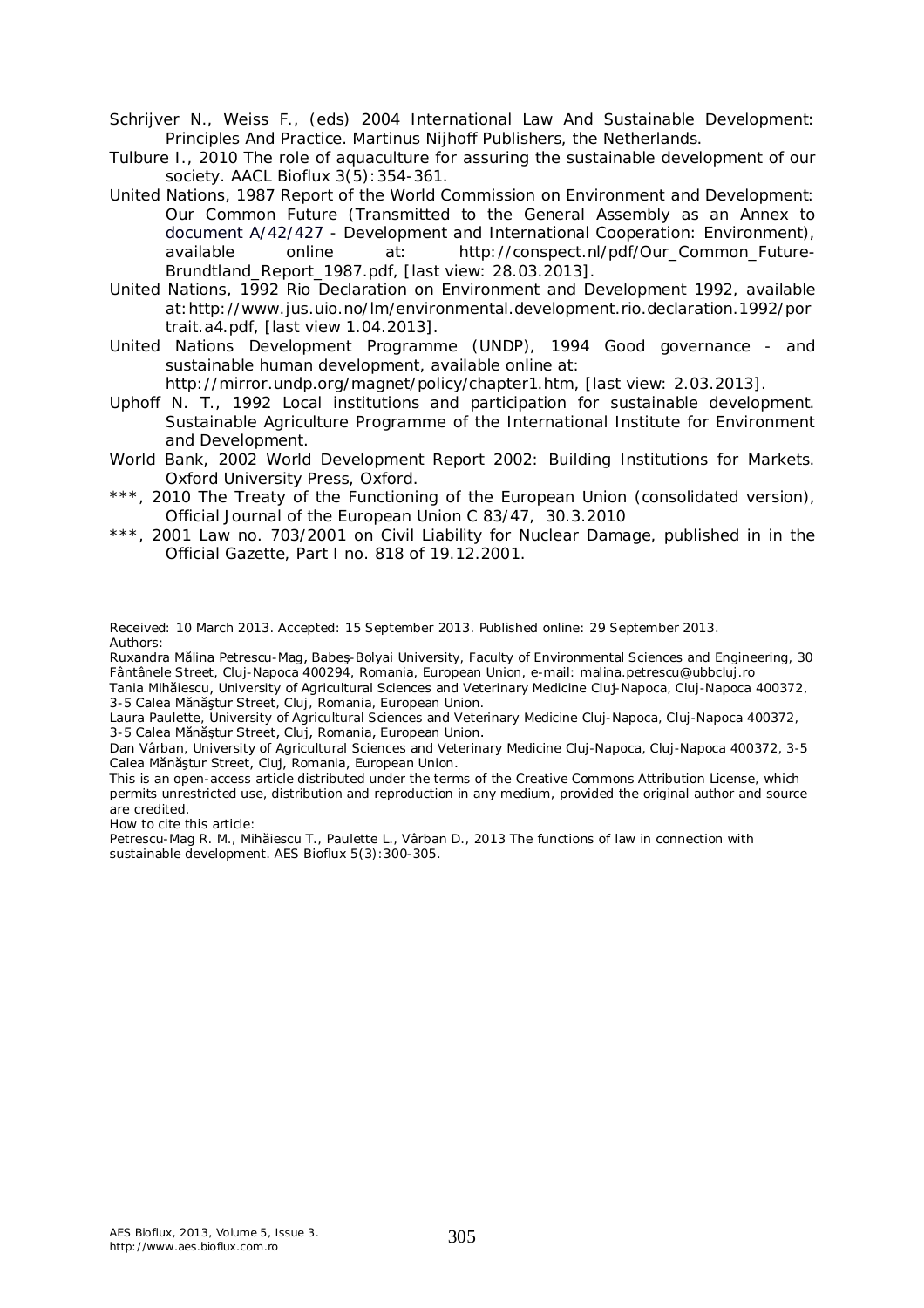Schrijver N., Weiss F., (eds) 2004 International Law And Sustainable Development: Principles And Practice. Martinus Nijhoff Publishers, the Netherlands.

Tulbure I., 2010 The role of aquaculture for assuring the sustainable development of our society. AACL Bioflux 3(5):354-361.

United Nations, 1987 Report of the World Commission on Environment and Development: Our Common Future (Transmitted to the General Assembly as an Annex to document A/42/427 - Development and International Cooperation: Environment), available online at: http://conspect.nl/pdf/Our_Common_Future-Brundtland_Report_1987.pdf, [last view: 28.03.2013].

United Nations, 1992 Rio Declaration on Environment and Development 1992, available at: http://www.jus.uio.no/lm/environmental.development.rio.declaration.1992/portrait.a4.pdf, [last view 1.04.2013].

United Nations Development Programme (UNDP), 1994 Good governance - and sustainable human development, available online at: http://mirror.undp.org/magnet/policy/chapter1.htm, [last view: 2.03.2013].

Uphoff N. T., 1992 Local institutions and participation for sustainable development. Sustainable Agriculture Programme of the International Institute for Environment and Development.

World Bank, 2002 World Development Report 2002: Building Institutions for Markets. Oxford University Press, Oxford.

***, 2010 The Treaty of the Functioning of the European Union (consolidated version), Official Journal of the European Union C 83/47, 30.3.2010

***, 2001 Law no. 703/2001 on Civil Liability for Nuclear Damage, published in in the Official Gazette, Part I no. 818 of 19.12.2001.

Received: 10 March 2013. Accepted: 15 September 2013. Published online: 29 September 2013.
Authors:

Ruxandra Mălina Petrescu-Mag, Babeş-Bolyai University, Faculty of Environmental Sciences and Engineering, 30 Fântânele Street, Cluj-Napoca 400294, Romania, European Union, e-mail: malina.petrescu@ubbcluj.ro

Tania Mihăiescu, University of Agricultural Sciences and Veterinary Medicine Cluj-Napoca, Cluj-Napoca 400372, 3-5 Calea Mănăştur Street, Cluj, Romania, European Union.

Laura Paulette, University of Agricultural Sciences and Veterinary Medicine Cluj-Napoca, Cluj-Napoca 400372, 3-5 Calea Mănăştur Street, Cluj, Romania, European Union.

Dan Vârban, University of Agricultural Sciences and Veterinary Medicine Cluj-Napoca, Cluj-Napoca 400372, 3-5 Calea Mănăştur Street, Cluj, Romania, European Union.

This is an open-access article distributed under the terms of the Creative Commons Attribution License, which permits unrestricted use, distribution and reproduction in any medium, provided the original author and source are credited.

How to cite this article:

Petrescu-Mag R. M., Mihăiescu T., Paulette L., Vârban D., 2013 The functions of law in connection with sustainable development. AES Bioflux 5(3):300-305.